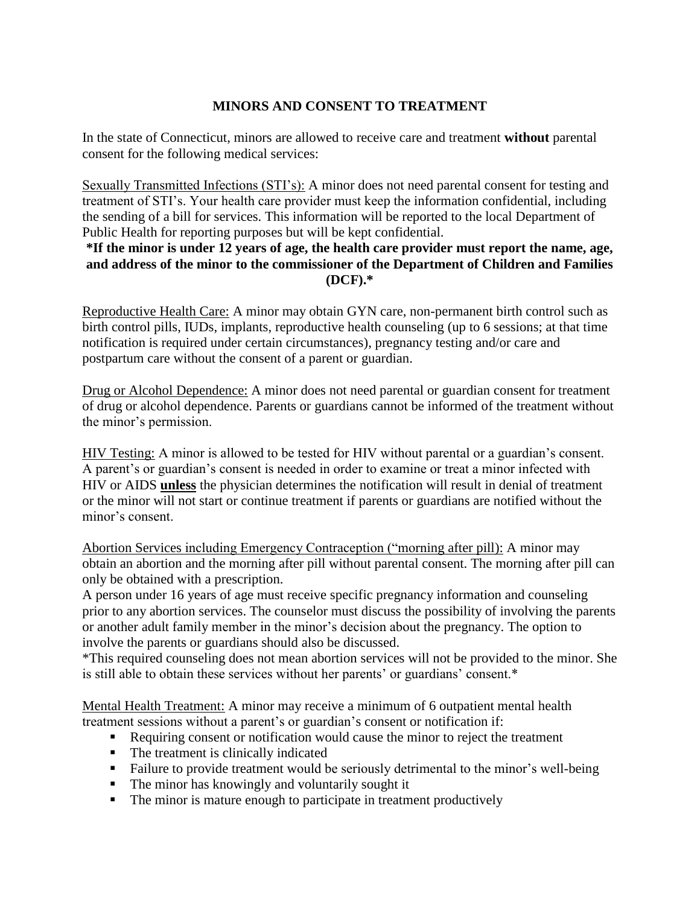# MINORS AND CONSENT TO TREATMENT

In the state of Connecticut, minors are allowed to receive care and treatment **without** parental consent for the following medical services:

<u>Sexually Transmitted Infections (STI's):</u> A minor does not need parental consent for testing and treatment of STI's. Your health care provider must keep the information confidential, including the sending of a bill for services. This information will be reported to the local Department of Public Health for reporting purposes but will be kept confidential.

**\*If the minor is under 12 years of age, the health care provider must report the name, age, and address of the minor to the commissioner of the Department of Children and Families (DCF).\***

<u>Reproductive Health Care:</u> A minor may obtain GYN care, non-permanent birth control such as birth control pills, IUDs, implants, reproductive health counseling (up to 6 sessions; at that time notification is required under certain circumstances), pregnancy testing and/or care and postpartum care without the consent of a parent or guardian.

<u>Drug or Alcohol Dependence:</u> A minor does not need parental or guardian consent for treatment of drug or alcohol dependence. Parents or guardians cannot be informed of the treatment without the minor's permission.

<u>HIV Testing:</u> A minor is allowed to be tested for HIV without parental or a guardian's consent. A parent's or guardian's consent is needed in order to examine or treat a minor infected with HIV or AIDS **<u>unless</u>** the physician determines the notification will result in denial of treatment or the minor will not start or continue treatment if parents or guardians are notified without the minor's consent.

<u>Abortion Services including Emergency Contraception ("morning after pill):</u> A minor may obtain an abortion and the morning after pill without parental consent. The morning after pill can only be obtained with a prescription.

A person under 16 years of age must receive specific pregnancy information and counseling prior to any abortion services. The counselor must discuss the possibility of involving the parents or another adult family member in the minor's decision about the pregnancy. The option to involve the parents or guardians should also be discussed.

\*This required counseling does not mean abortion services will not be provided to the minor. She is still able to obtain these services without her parents' or guardians' consent.\*

<u>Mental Health Treatment:</u> A minor may receive a minimum of 6 outpatient mental health treatment sessions without a parent's or guardian's consent or notification if:

- Requiring consent or notification would cause the minor to reject the treatment
- The treatment is clinically indicated
- Failure to provide treatment would be seriously detrimental to the minor's well-being
- The minor has knowingly and voluntarily sought it
- The minor is mature enough to participate in treatment productively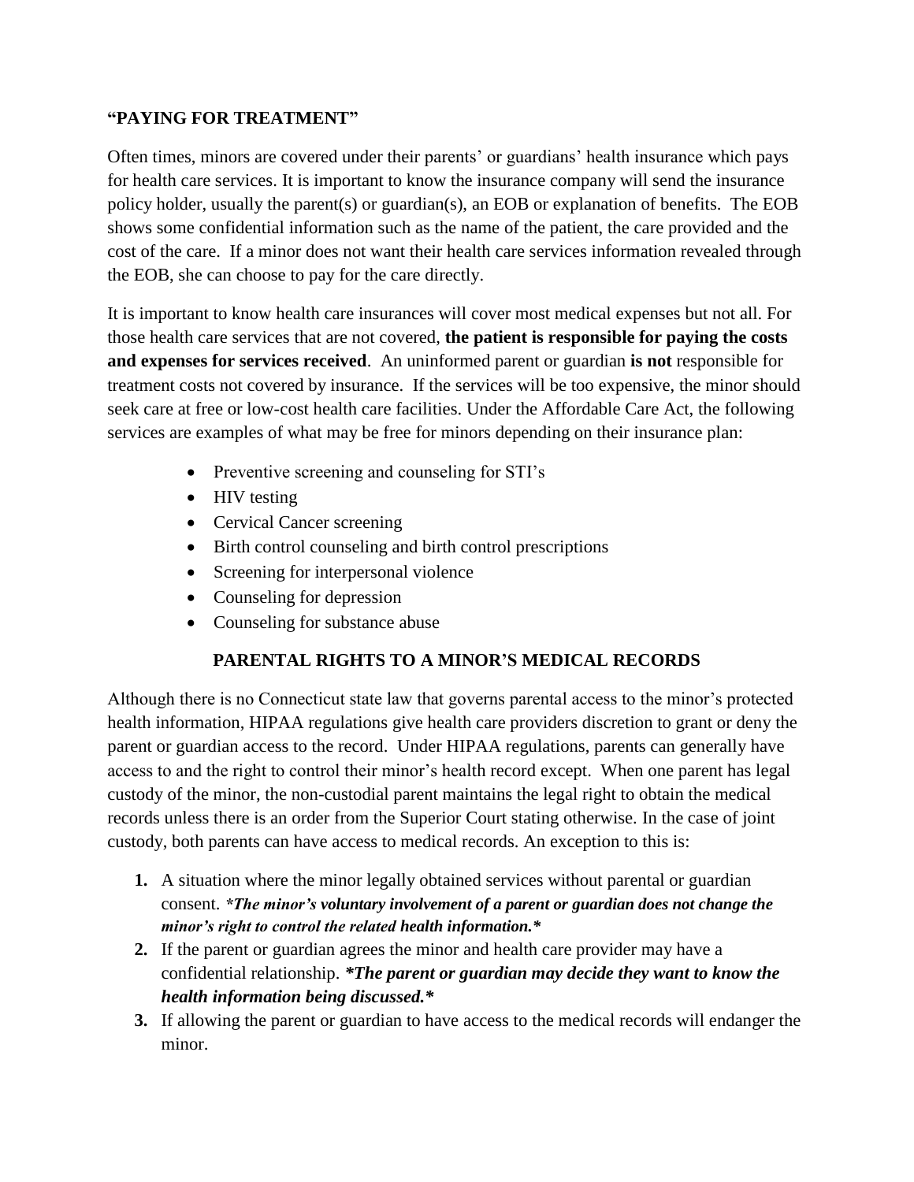## "PAYING FOR TREATMENT"

Often times, minors are covered under their parents' or guardians' health insurance which pays for health care services. It is important to know the insurance company will send the insurance policy holder, usually the parent(s) or guardian(s), an EOB or explanation of benefits. The EOB shows some confidential information such as the name of the patient, the care provided and the cost of the care. If a minor does not want their health care services information revealed through the EOB, she can choose to pay for the care directly.

It is important to know health care insurances will cover most medical expenses but not all. For those health care services that are not covered, **the patient is responsible for paying the costs and expenses for services received**. An uninformed parent or guardian **is not** responsible for treatment costs not covered by insurance. If the services will be too expensive, the minor should seek care at free or low-cost health care facilities. Under the Affordable Care Act, the following services are examples of what may be free for minors depending on their insurance plan:

- Preventive screening and counseling for STI's
- HIV testing
- Cervical Cancer screening
- Birth control counseling and birth control prescriptions
- Screening for interpersonal violence
- Counseling for depression
- Counseling for substance abuse

## PARENTAL RIGHTS TO A MINOR'S MEDICAL RECORDS

Although there is no Connecticut state law that governs parental access to the minor's protected health information, HIPAA regulations give health care providers discretion to grant or deny the parent or guardian access to the record. Under HIPAA regulations, parents can generally have access to and the right to control their minor's health record except. When one parent has legal custody of the minor, the non-custodial parent maintains the legal right to obtain the medical records unless there is an order from the Superior Court stating otherwise. In the case of joint custody, both parents can have access to medical records. An exception to this is:

1. A situation where the minor legally obtained services without parental or guardian consent. ***The minor's voluntary involvement of a parent or guardian does not change the minor's right to control the related health information.***
2. If the parent or guardian agrees the minor and health care provider may have a confidential relationship. ***The parent or guardian may decide they want to know the health information being discussed.***
3. If allowing the parent or guardian to have access to the medical records will endanger the minor.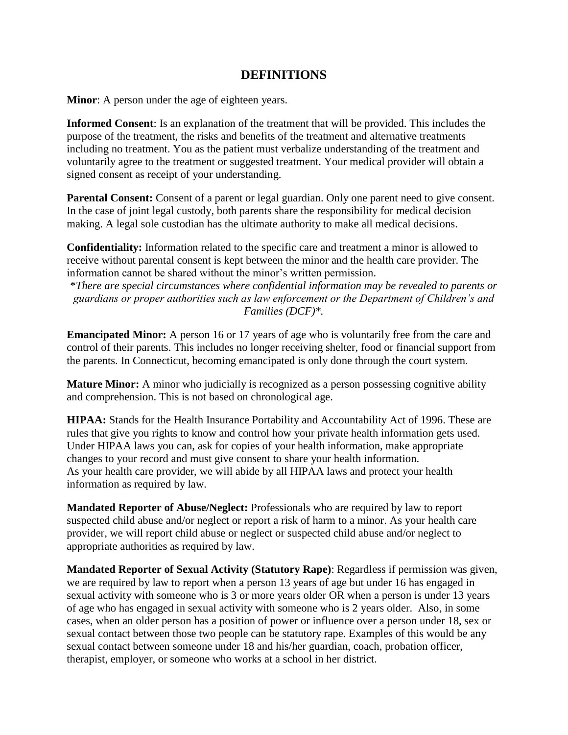## DEFINITIONS

**Minor**: A person under the age of eighteen years.

**Informed Consent**: Is an explanation of the treatment that will be provided. This includes the purpose of the treatment, the risks and benefits of the treatment and alternative treatments including no treatment. You as the patient must verbalize understanding of the treatment and voluntarily agree to the treatment or suggested treatment. Your medical provider will obtain a signed consent as receipt of your understanding.

**Parental Consent:** Consent of a parent or legal guardian. Only one parent need to give consent. In the case of joint legal custody, both parents share the responsibility for medical decision making. A legal sole custodian has the ultimate authority to make all medical decisions.

**Confidentiality:** Information related to the specific care and treatment a minor is allowed to receive without parental consent is kept between the minor and the health care provider. The information cannot be shared without the minor's written permission.

*\*There are special circumstances where confidential information may be revealed to parents or guardians or proper authorities such as law enforcement or the Department of Children's and Families (DCF)\*.*

**Emancipated Minor:** A person 16 or 17 years of age who is voluntarily free from the care and control of their parents. This includes no longer receiving shelter, food or financial support from the parents. In Connecticut, becoming emancipated is only done through the court system.

**Mature Minor:** A minor who judicially is recognized as a person possessing cognitive ability and comprehension. This is not based on chronological age.

**HIPAA:** Stands for the Health Insurance Portability and Accountability Act of 1996. These are rules that give you rights to know and control how your private health information gets used. Under HIPAA laws you can, ask for copies of your health information, make appropriate changes to your record and must give consent to share your health information.
As your health care provider, we will abide by all HIPAA laws and protect your health information as required by law.

**Mandated Reporter of Abuse/Neglect:** Professionals who are required by law to report suspected child abuse and/or neglect or report a risk of harm to a minor. As your health care provider, we will report child abuse or neglect or suspected child abuse and/or neglect to appropriate authorities as required by law.

**Mandated Reporter of Sexual Activity (Statutory Rape)**: Regardless if permission was given, we are required by law to report when a person 13 years of age but under 16 has engaged in sexual activity with someone who is 3 or more years older OR when a person is under 13 years of age who has engaged in sexual activity with someone who is 2 years older. Also, in some cases, when an older person has a position of power or influence over a person under 18, sex or sexual contact between those two people can be statutory rape. Examples of this would be any sexual contact between someone under 18 and his/her guardian, coach, probation officer, therapist, employer, or someone who works at a school in her district.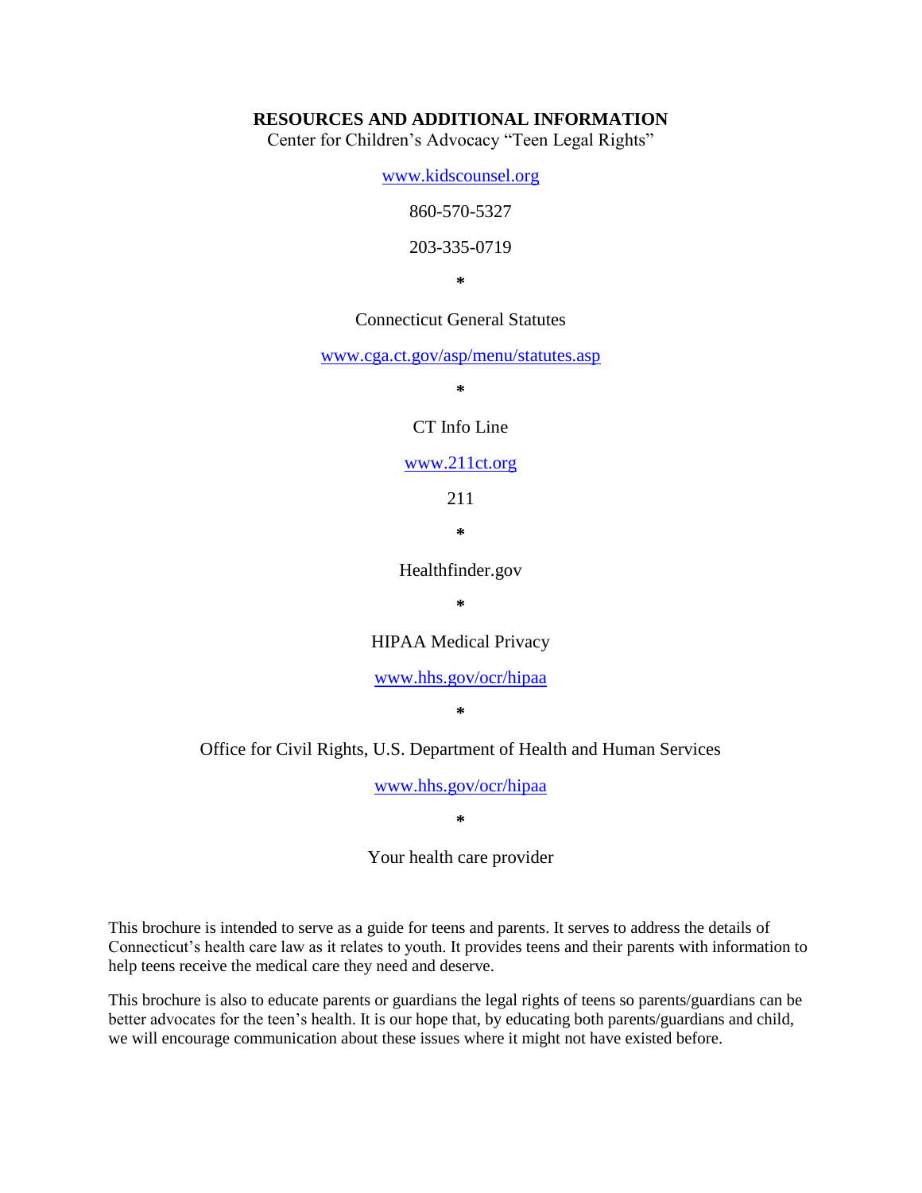**RESOURCES AND ADDITIONAL INFORMATION**

Center for Children's Advocacy "Teen Legal Rights"

www.kidscounsel.org

860-570-5327

203-335-0719

*

Connecticut General Statutes

www.cga.ct.gov/asp/menu/statutes.asp

*

CT Info Line

www.211ct.org

211

*

Healthfinder.gov

*

HIPAA Medical Privacy

www.hhs.gov/ocr/hipaa

*

Office for Civil Rights, U.S. Department of Health and Human Services

www.hhs.gov/ocr/hipaa

*

Your health care provider

This brochure is intended to serve as a guide for teens and parents. It serves to address the details of Connecticut's health care law as it relates to youth. It provides teens and their parents with information to help teens receive the medical care they need and deserve.

This brochure is also to educate parents or guardians the legal rights of teens so parents/guardians can be better advocates for the teen's health. It is our hope that, by educating both parents/guardians and child, we will encourage communication about these issues where it might not have existed before.